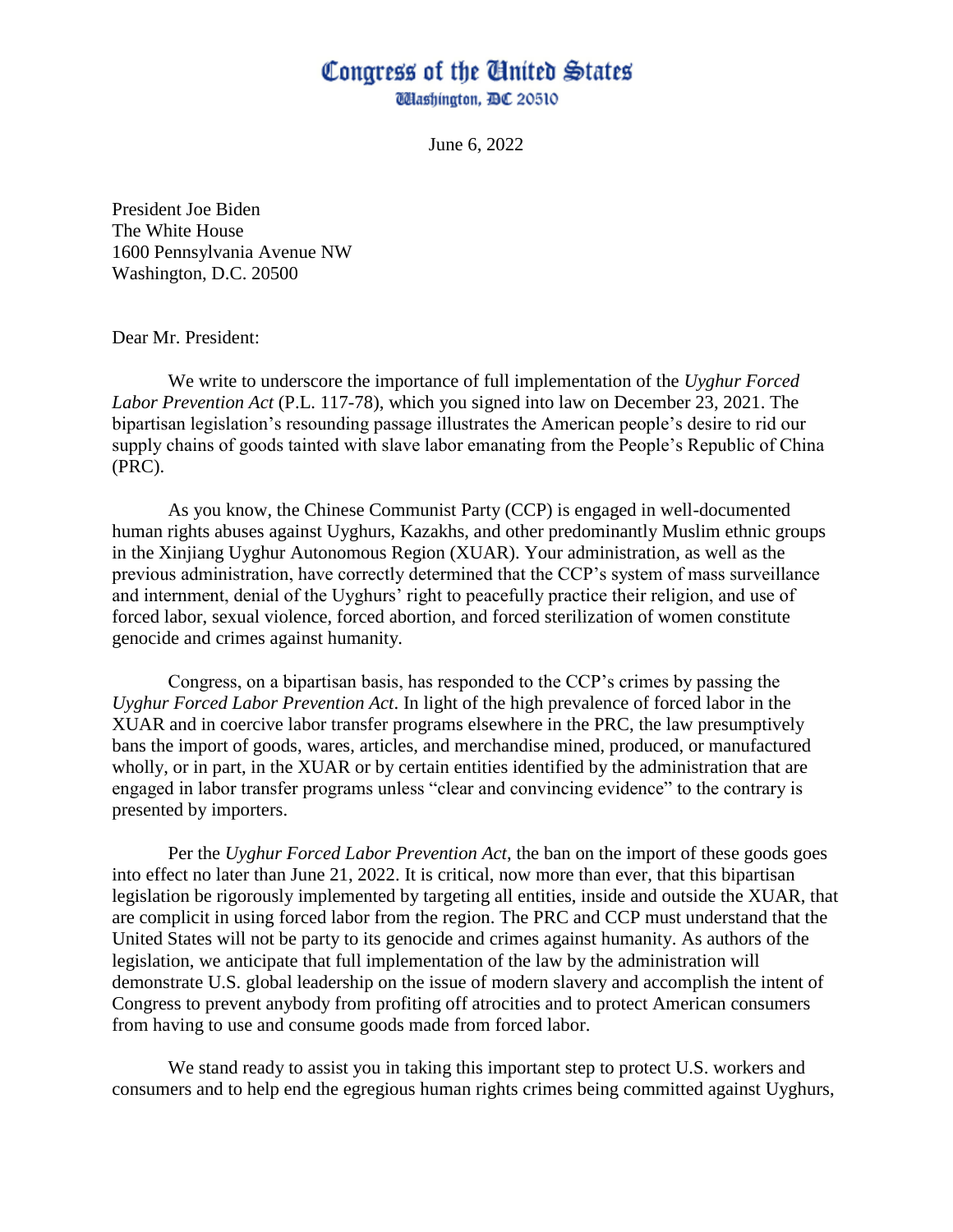# Congress of the United States

Washington, DC 20510

June 6, 2022

President Joe Biden
The White House
1600 Pennsylvania Avenue NW
Washington, D.C. 20500

Dear Mr. President:

We write to underscore the importance of full implementation of the *Uyghur Forced Labor Prevention Act* (P.L. 117-78), which you signed into law on December 23, 2021. The bipartisan legislation's resounding passage illustrates the American people's desire to rid our supply chains of goods tainted with slave labor emanating from the People's Republic of China (PRC).

As you know, the Chinese Communist Party (CCP) is engaged in well-documented human rights abuses against Uyghurs, Kazakhs, and other predominantly Muslim ethnic groups in the Xinjiang Uyghur Autonomous Region (XUAR). Your administration, as well as the previous administration, have correctly determined that the CCP's system of mass surveillance and internment, denial of the Uyghurs' right to peacefully practice their religion, and use of forced labor, sexual violence, forced abortion, and forced sterilization of women constitute genocide and crimes against humanity.

Congress, on a bipartisan basis, has responded to the CCP's crimes by passing the *Uyghur Forced Labor Prevention Act*. In light of the high prevalence of forced labor in the XUAR and in coercive labor transfer programs elsewhere in the PRC, the law presumptively bans the import of goods, wares, articles, and merchandise mined, produced, or manufactured wholly, or in part, in the XUAR or by certain entities identified by the administration that are engaged in labor transfer programs unless "clear and convincing evidence" to the contrary is presented by importers.

Per the *Uyghur Forced Labor Prevention Act*, the ban on the import of these goods goes into effect no later than June 21, 2022. It is critical, now more than ever, that this bipartisan legislation be rigorously implemented by targeting all entities, inside and outside the XUAR, that are complicit in using forced labor from the region. The PRC and CCP must understand that the United States will not be party to its genocide and crimes against humanity. As authors of the legislation, we anticipate that full implementation of the law by the administration will demonstrate U.S. global leadership on the issue of modern slavery and accomplish the intent of Congress to prevent anybody from profiting off atrocities and to protect American consumers from having to use and consume goods made from forced labor.

We stand ready to assist you in taking this important step to protect U.S. workers and consumers and to help end the egregious human rights crimes being committed against Uyghurs,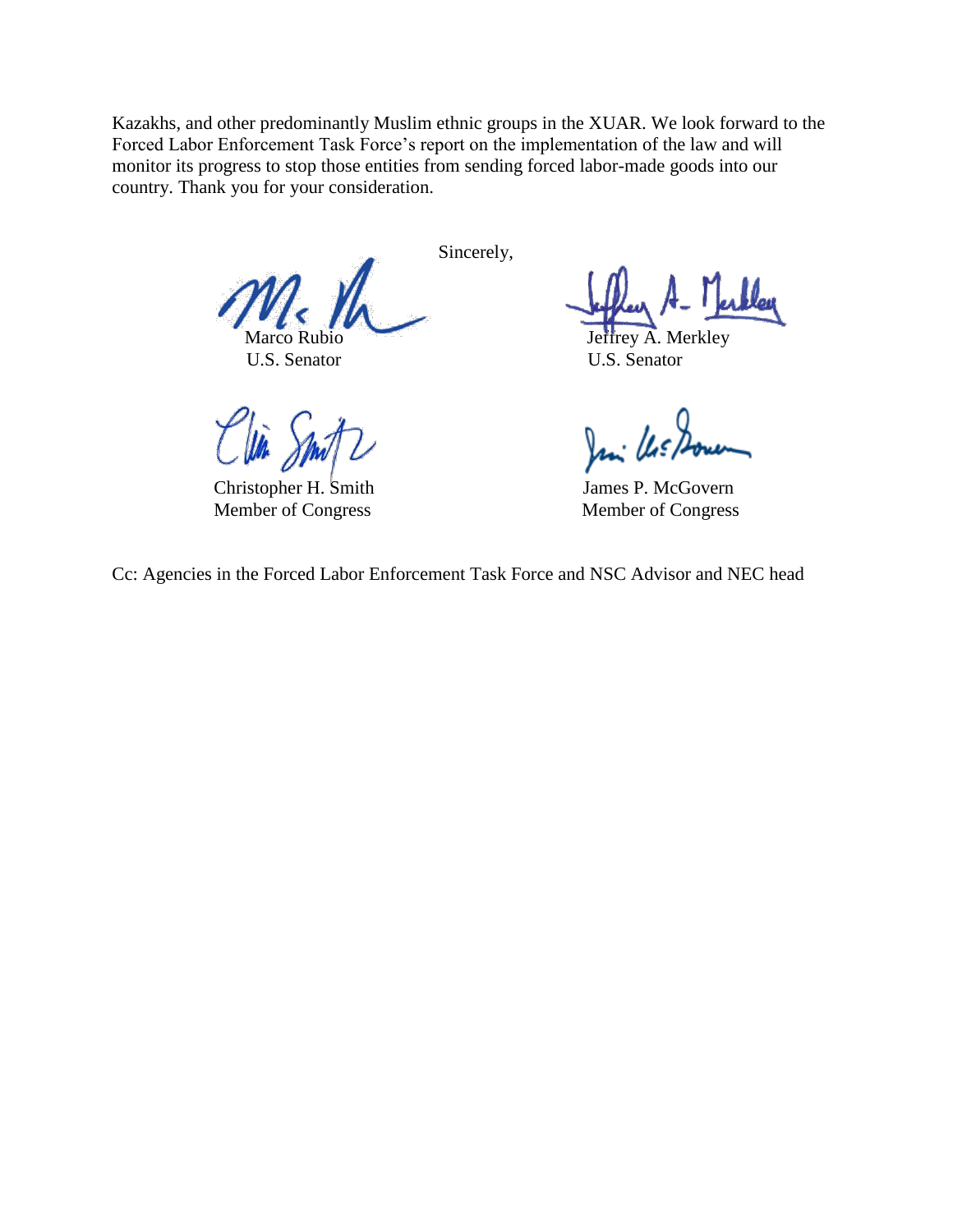Kazakhs, and other predominantly Muslim ethnic groups in the XUAR. We look forward to the Forced Labor Enforcement Task Force's report on the implementation of the law and will monitor its progress to stop those entities from sending forced labor-made goods into our country. Thank you for your consideration.

Sincerely,

Marco Rubio
U.S. Senator

Jeffrey A. Merkley
U.S. Senator

Christopher H. Smith
Member of Congress

James P. McGovern
Member of Congress

Cc: Agencies in the Forced Labor Enforcement Task Force and NSC Advisor and NEC head